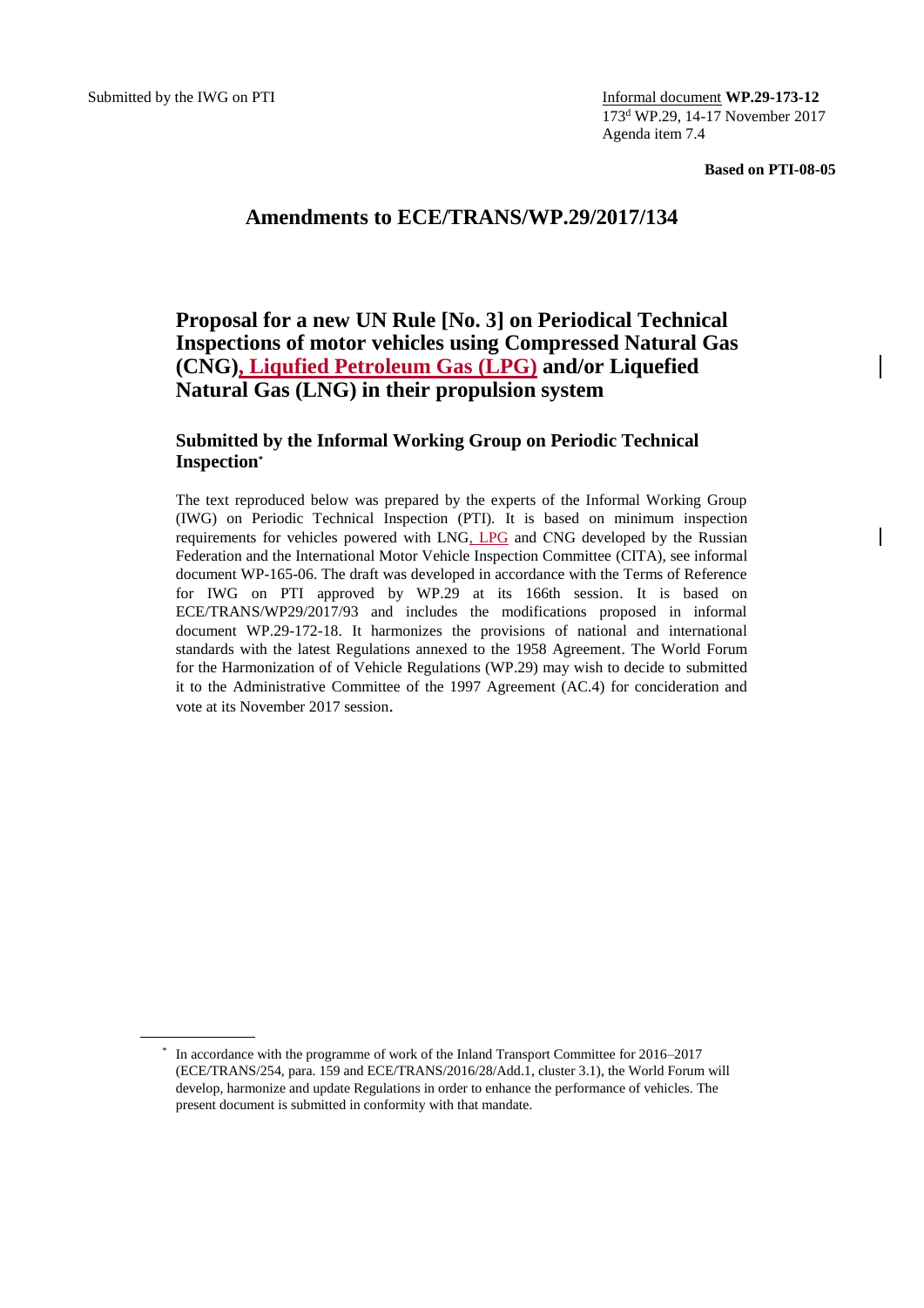Submitted by the IWG on PTI

Informal document **WP.29-173-12**
173[d] WP.29, 14-17 November 2017
Agenda item 7.4

**Based on PTI-08-05**

## Amendments to ECE/TRANS/WP.29/2017/134

# Proposal for a new UN Rule [No. 3] on Periodical Technical Inspections of motor vehicles using Compressed Natural Gas (CNG), Liqufied Petroleum Gas (LPG) and/or Liquefied Natural Gas (LNG) in their propulsion system

### Submitted by the Informal Working Group on Periodic Technical Inspection*

The text reproduced below was prepared by the experts of the Informal Working Group (IWG) on Periodic Technical Inspection (PTI). It is based on minimum inspection requirements for vehicles powered with LNG, LPG and CNG developed by the Russian Federation and the International Motor Vehicle Inspection Committee (CITA), see informal document WP-165-06. The draft was developed in accordance with the Terms of Reference for IWG on PTI approved by WP.29 at its 166th session. It is based on ECE/TRANS/WP29/2017/93 and includes the modifications proposed in informal document WP.29-172-18. It harmonizes the provisions of national and international standards with the latest Regulations annexed to the 1958 Agreement. The World Forum for the Harmonization of of Vehicle Regulations (WP.29) may wish to decide to submitted it to the Administrative Committee of the 1997 Agreement (AC.4) for concideration and vote at its November 2017 session.

* In accordance with the programme of work of the Inland Transport Committee for 2016–2017 (ECE/TRANS/254, para. 159 and ECE/TRANS/2016/28/Add.1, cluster 3.1), the World Forum will develop, harmonize and update Regulations in order to enhance the performance of vehicles. The present document is submitted in conformity with that mandate.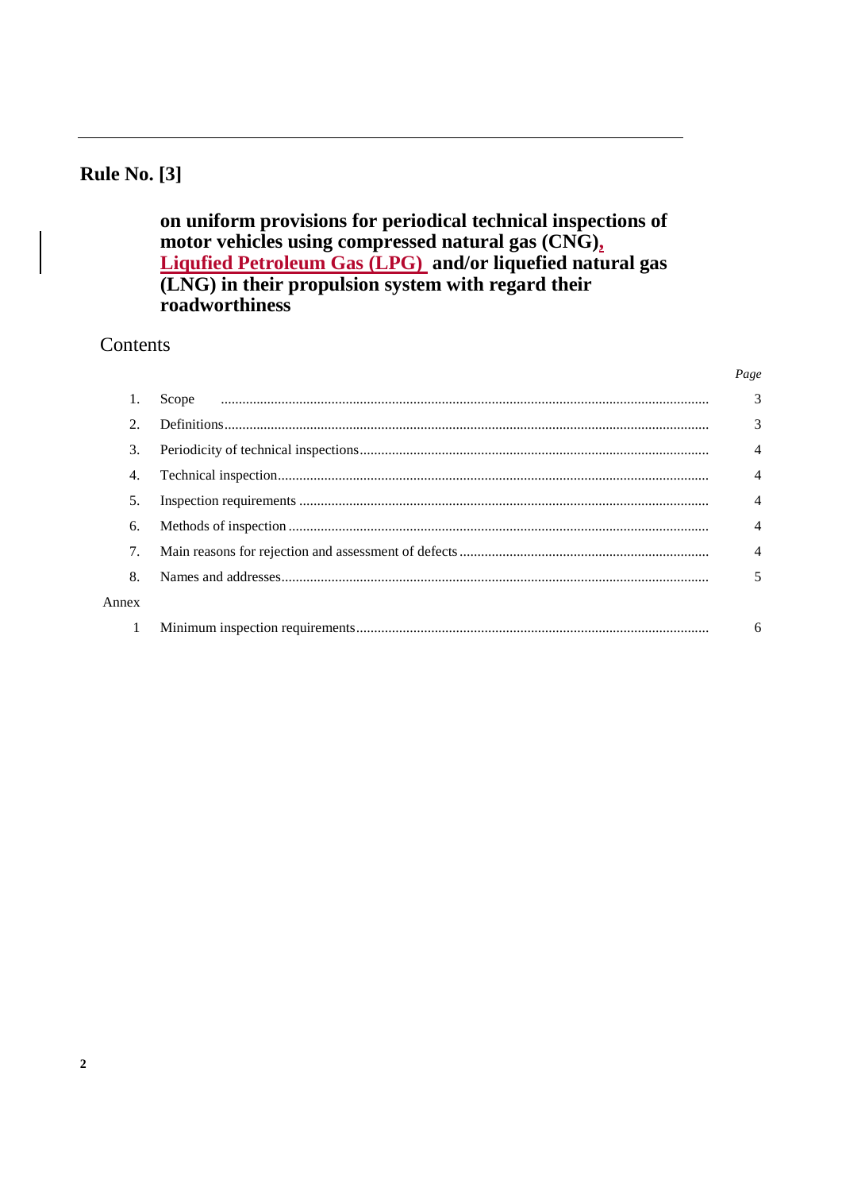# Rule No. [3]

## on uniform provisions for periodical technical inspections of motor vehicles using compressed natural gas (CNG), Liqufied Petroleum Gas (LPG) and/or liquefied natural gas (LNG) in their propulsion system with regard their roadworthiness

Contents

| | | *Page* |
|---|---|---|
| 1. | Scope | 3 |
| 2. | Definitions | 3 |
| 3. | Periodicity of technical inspections | 4 |
| 4. | Technical inspection | 4 |
| 5. | Inspection requirements | 4 |
| 6. | Methods of inspection | 4 |
| 7. | Main reasons for rejection and assessment of defects | 4 |
| 8. | Names and addresses | 5 |
| Annex | | |
| 1 | Minimum inspection requirements | 6 |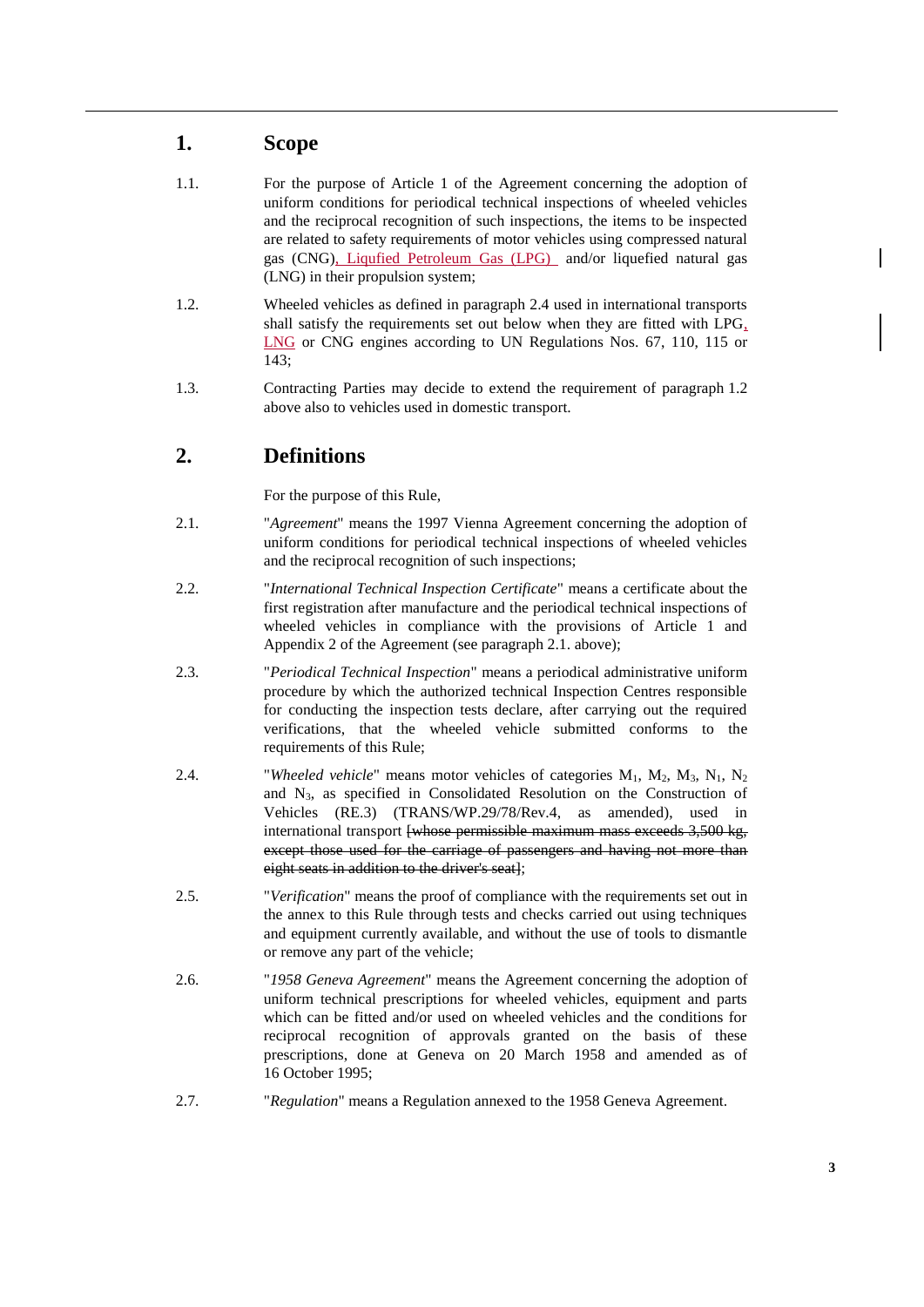## 1. Scope

1.1. For the purpose of Article 1 of the Agreement concerning the adoption of uniform conditions for periodical technical inspections of wheeled vehicles and the reciprocal recognition of such inspections, the items to be inspected are related to safety requirements of motor vehicles using compressed natural gas (CNG), Liqufied Petroleum Gas (LPG) and/or liquefied natural gas (LNG) in their propulsion system;

1.2. Wheeled vehicles as defined in paragraph 2.4 used in international transports shall satisfy the requirements set out below when they are fitted with LPG, LNG or CNG engines according to UN Regulations Nos. 67, 110, 115 or 143;

1.3. Contracting Parties may decide to extend the requirement of paragraph 1.2 above also to vehicles used in domestic transport.

## 2. Definitions

For the purpose of this Rule,

2.1. "*Agreement*" means the 1997 Vienna Agreement concerning the adoption of uniform conditions for periodical technical inspections of wheeled vehicles and the reciprocal recognition of such inspections;

2.2. "*International Technical Inspection Certificate*" means a certificate about the first registration after manufacture and the periodical technical inspections of wheeled vehicles in compliance with the provisions of Article 1 and Appendix 2 of the Agreement (see paragraph 2.1. above);

2.3. "*Periodical Technical Inspection*" means a periodical administrative uniform procedure by which the authorized technical Inspection Centres responsible for conducting the inspection tests declare, after carrying out the required verifications, that the wheeled vehicle submitted conforms to the requirements of this Rule;

2.4. "*Wheeled vehicle*" means motor vehicles of categories $M_1$, $M_2$, $M_3$, $N_1$, $N_2$ and $N_3$, as specified in Consolidated Resolution on the Construction of Vehicles (RE.3) (TRANS/WP.29/78/Rev.4, as amended), used in international transport ~~[whose permissible maximum mass exceeds 3,500 kg, except those used for the carriage of passengers and having not more than eight seats in addition to the driver's seat]~~;

2.5. "*Verification*" means the proof of compliance with the requirements set out in the annex to this Rule through tests and checks carried out using techniques and equipment currently available, and without the use of tools to dismantle or remove any part of the vehicle;

2.6. "*1958 Geneva Agreement*" means the Agreement concerning the adoption of uniform technical prescriptions for wheeled vehicles, equipment and parts which can be fitted and/or used on wheeled vehicles and the conditions for reciprocal recognition of approvals granted on the basis of these prescriptions, done at Geneva on 20 March 1958 and amended as of 16 October 1995;

2.7. "*Regulation*" means a Regulation annexed to the 1958 Geneva Agreement.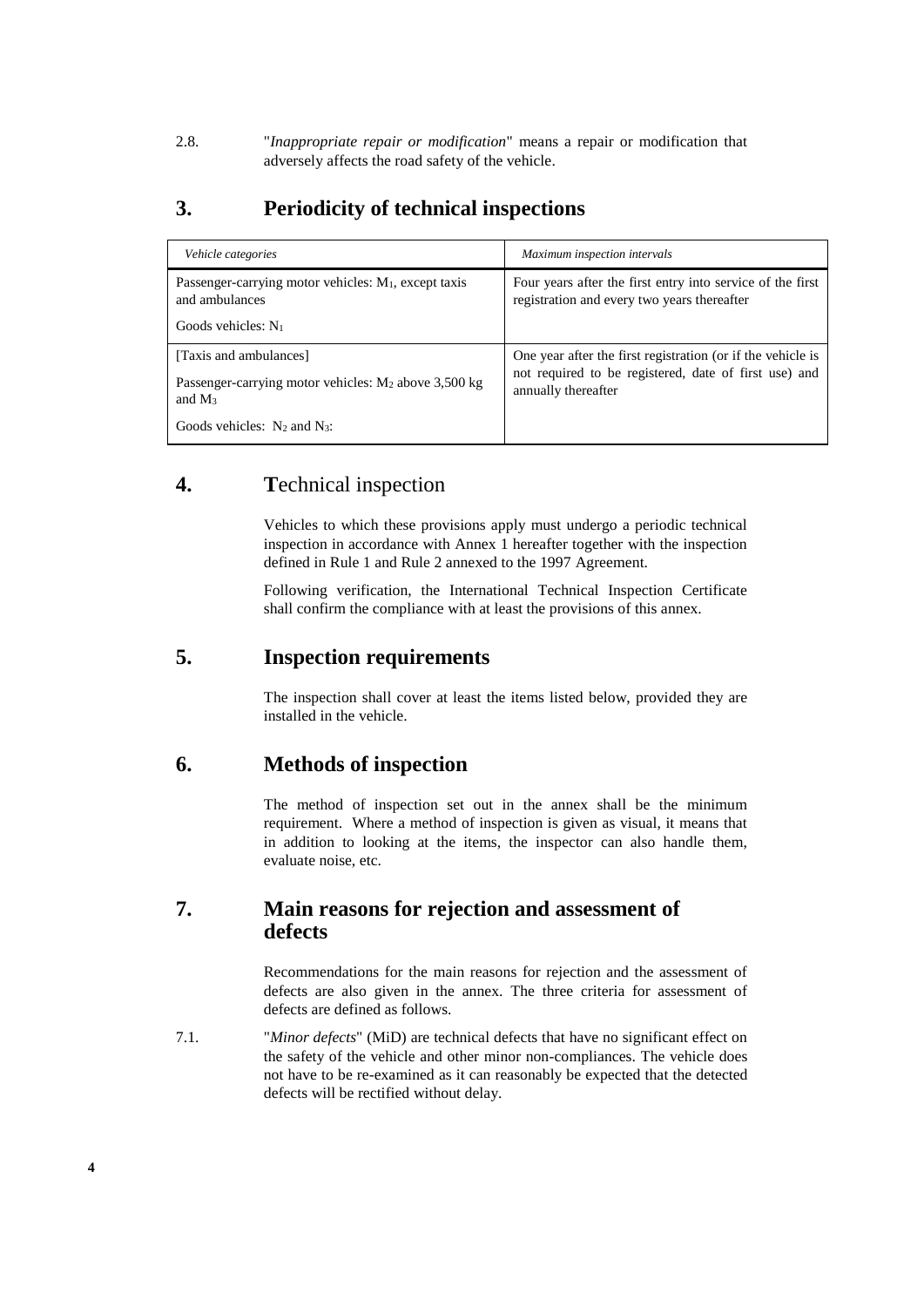2.8. "*Inappropriate repair or modification*" means a repair or modification that adversely affects the road safety of the vehicle.

## 3. Periodicity of technical inspections

| *Vehicle categories* | *Maximum inspection intervals* |
|---|---|
| Passenger-carrying motor vehicles: $M_1$, except taxis and ambulances<br><br>Goods vehicles: $N_1$ | Four years after the first entry into service of the first registration and every two years thereafter |
| [Taxis and ambulances]<br><br>Passenger-carrying motor vehicles: $M_2$ above 3,500 kg and $M_3$<br><br>Goods vehicles: $N_2$ and $N_3$: | One year after the first registration (or if the vehicle is not required to be registered, date of first use) and annually thereafter |

## 4. Technical inspection

Vehicles to which these provisions apply must undergo a periodic technical inspection in accordance with Annex 1 hereafter together with the inspection defined in Rule 1 and Rule 2 annexed to the 1997 Agreement.

Following verification, the International Technical Inspection Certificate shall confirm the compliance with at least the provisions of this annex.

## 5. Inspection requirements

The inspection shall cover at least the items listed below, provided they are installed in the vehicle.

## 6. Methods of inspection

The method of inspection set out in the annex shall be the minimum requirement. Where a method of inspection is given as visual, it means that in addition to looking at the items, the inspector can also handle them, evaluate noise, etc.

## 7. Main reasons for rejection and assessment of defects

Recommendations for the main reasons for rejection and the assessment of defects are also given in the annex. The three criteria for assessment of defects are defined as follows.

7.1. "*Minor defects*" (MiD) are technical defects that have no significant effect on the safety of the vehicle and other minor non-compliances. The vehicle does not have to be re-examined as it can reasonably be expected that the detected defects will be rectified without delay.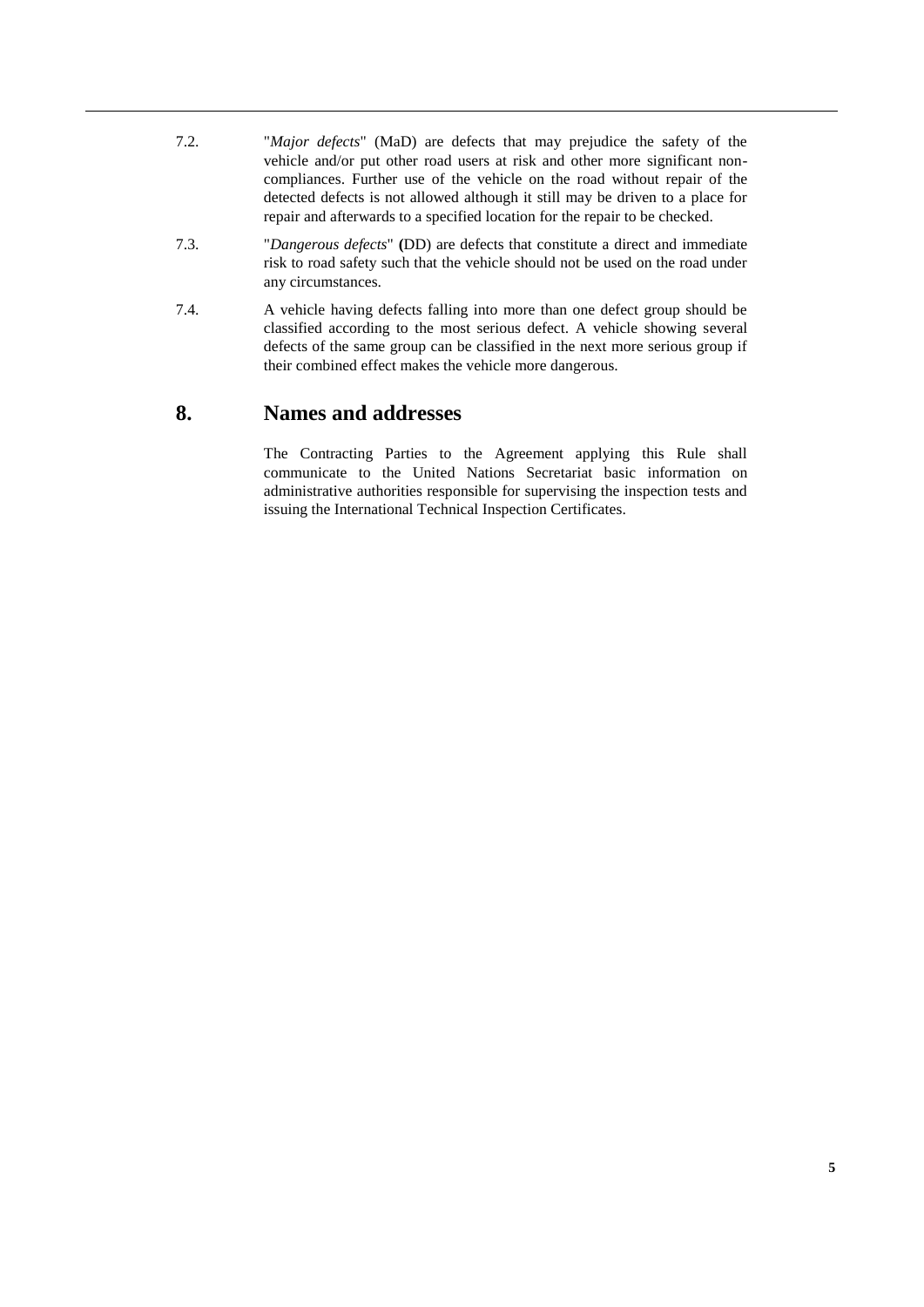7.2. "*Major defects*" (MaD) are defects that may prejudice the safety of the vehicle and/or put other road users at risk and other more significant non-compliances. Further use of the vehicle on the road without repair of the detected defects is not allowed although it still may be driven to a place for repair and afterwards to a specified location for the repair to be checked.

7.3. "*Dangerous defects*" **(**DD) are defects that constitute a direct and immediate risk to road safety such that the vehicle should not be used on the road under any circumstances.

7.4. A vehicle having defects falling into more than one defect group should be classified according to the most serious defect. A vehicle showing several defects of the same group can be classified in the next more serious group if their combined effect makes the vehicle more dangerous.

## 8. Names and addresses

The Contracting Parties to the Agreement applying this Rule shall communicate to the United Nations Secretariat basic information on administrative authorities responsible for supervising the inspection tests and issuing the International Technical Inspection Certificates.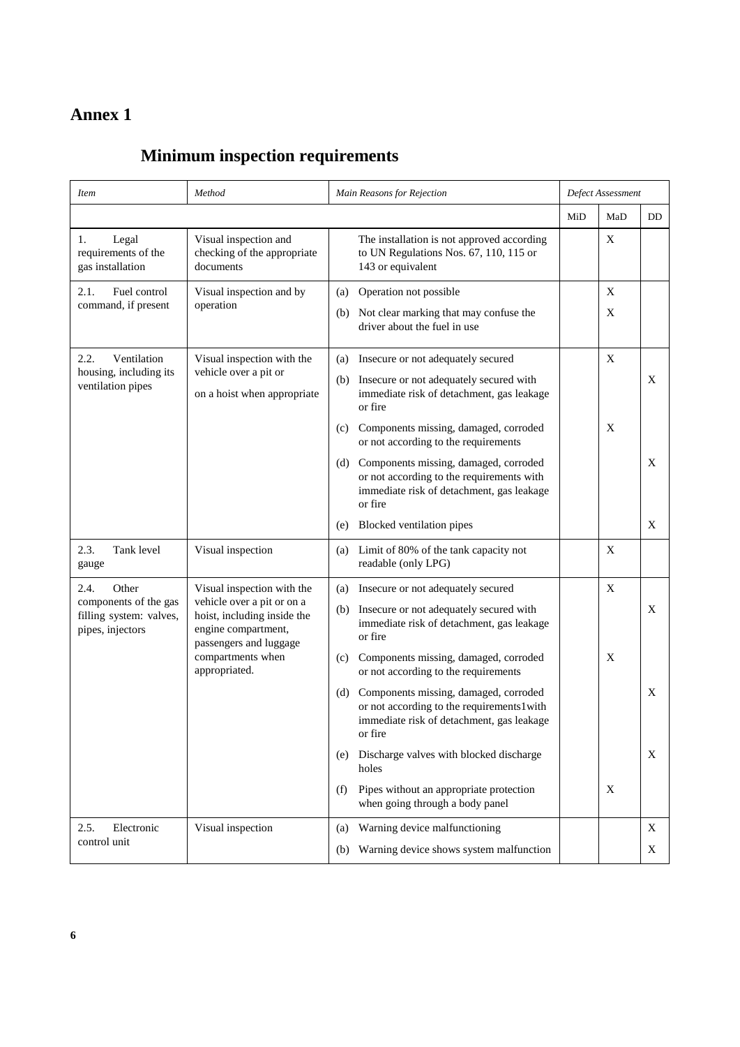# Annex 1

## Minimum inspection requirements

| *Item* | *Method* | *Main Reasons for Rejection* | *Defect Assessment* | | |
|---|---|---|---|---|---|
| | | | MiD | MaD | DD |
| 1. Legal requirements of the gas installation | Visual inspection and checking of the appropriate documents | The installation is not approved according to UN Regulations Nos. 67, 110, 115 or 143 or equivalent | | X | |
| 2.1. Fuel control command, if present | Visual inspection and by operation | (a) Operation not possible | | X | |
| | | (b) Not clear marking that may confuse the driver about the fuel in use | | X | |
| 2.2. Ventilation housing, including its ventilation pipes | Visual inspection with the vehicle over a pit or on a hoist when appropriate | (a) Insecure or not adequately secured | | X | |
| | | (b) Insecure or not adequately secured with immediate risk of detachment, gas leakage or fire | | | X |
| | | (c) Components missing, damaged, corroded or not according to the requirements | | X | |
| | | (d) Components missing, damaged, corroded or not according to the requirements with immediate risk of detachment, gas leakage or fire | | | X |
| | | (e) Blocked ventilation pipes | | | X |
| 2.3. Tank level gauge | Visual inspection | (a) Limit of 80% of the tank capacity not readable (only LPG) | | X | |
| 2.4. Other components of the gas filling system: valves, pipes, injectors | Visual inspection with the vehicle over a pit or on a hoist, including inside the engine compartment, passengers and luggage compartments when appropriated. | (a) Insecure or not adequately secured | | X | |
| | | (b) Insecure or not adequately secured with immediate risk of detachment, gas leakage or fire | | | X |
| | | (c) Components missing, damaged, corroded or not according to the requirements | | X | |
| | | (d) Components missing, damaged, corroded or not according to the requirements1with immediate risk of detachment, gas leakage or fire | | | X |
| | | (e) Discharge valves with blocked discharge holes | | | X |
| | | (f) Pipes without an appropriate protection when going through a body panel | | X | |
| 2.5. Electronic control unit | Visual inspection | (a) Warning device malfunctioning | | | X |
| | | (b) Warning device shows system malfunction | | | X |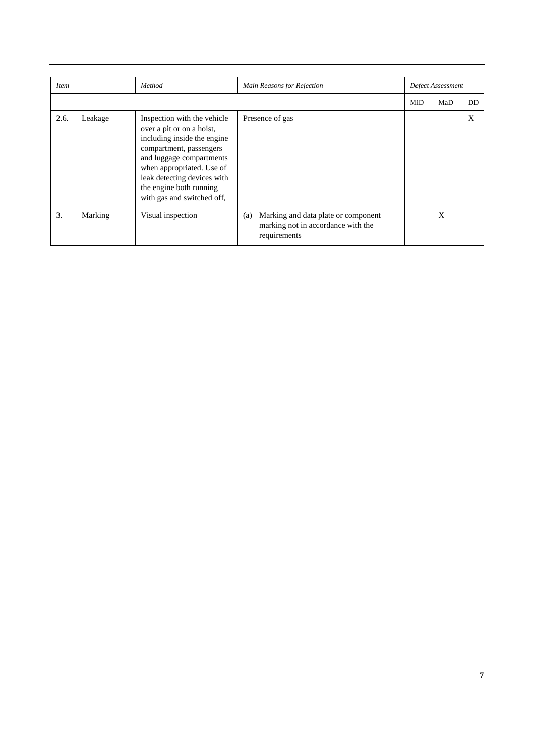| *Item* | *Method* | *Main Reasons for Rejection* | *Defect Assessment* | | |
|---|---|---|---|---|---|
| | | | MiD | MaD | DD |
| 2.6. Leakage | Inspection with the vehicle over a pit or on a hoist, including inside the engine compartment, passengers and luggage compartments when appropriated. Use of leak detecting devices with the engine both running with gas and switched off, | Presence of gas | | | X |
| 3. Marking | Visual inspection | (a) Marking and data plate or component marking not in accordance with the requirements | | X | |